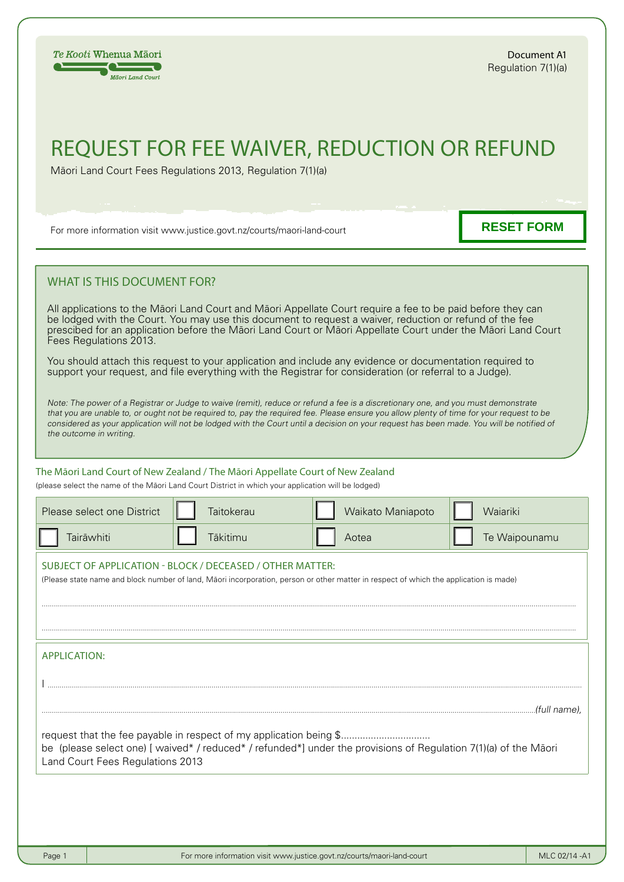Te Kooti Whenua Māori
Māori Land Court

Document A1
Regulation 7(1)(a)

# REQUEST FOR FEE WAIVER, REDUCTION OR REFUND

Māori Land Court Fees Regulations 2013, Regulation 7(1)(a)

For more information visit www.justice.govt.nz/courts/maori-land-court

RESET FORM

## WHAT IS THIS DOCUMENT FOR?

All applications to the Māori Land Court and Māori Appellate Court require a fee to be paid before they can be lodged with the Court. You may use this document to request a waiver, reduction or refund of the fee prescibed for an application before the Māori Land Court or Māori Appellate Court under the Māori Land Court Fees Regulations 2013.

You should attach this request to your application and include any evidence or documentation required to support your request, and file everything with the Registrar for consideration (or referral to a Judge).

*Note: The power of a Registrar or Judge to waive (remit), reduce or refund a fee is a discretionary one, and you must demonstrate that you are unable to, or ought not be required to, pay the required fee. Please ensure you allow plenty of time for your request to be considered as your application will not be lodged with the Court until a decision on your request has been made. You will be notified of the outcome in writing.*

The Māori Land Court of New Zealand / The Māori Appellate Court of New Zealand
(please select the name of the Māori Land Court District in which your application will be lodged)

| Please select one District | ☐ Taitokerau | ☐ Waikato Maniapoto | ☐ Waiariki |
|---|---|---|---|
| ☐ Tairāwhiti | ☐ Tākitimu | ☐ Aotea | ☐ Te Waipounamu |

**SUBJECT OF APPLICATION - BLOCK / DECEASED / OTHER MATTER:**
(Please state name and block number of land, Māori incorporation, person or other matter in respect of which the application is made)

.............................................................................................................................................................

.............................................................................................................................................................

**APPLICATION:**

I .............................................................................................................................................................

.............................................................................................................................................................*(full name)*,

request that the fee payable in respect of my application being $.................................
be (please select one) [ waived* / reduced* / refunded*] under the provisions of Regulation 7(1)(a) of the Māori Land Court Fees Regulations 2013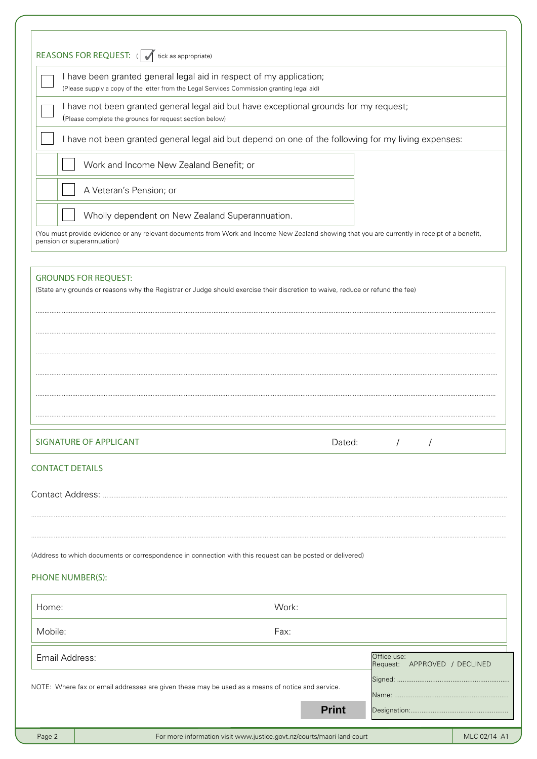## REASONS FOR REQUEST: (☐ tick as appropriate)

☐ I have been granted general legal aid in respect of my application;
(Please supply a copy of the letter from the Legal Services Commission granting legal aid)

☐ I have not been granted general legal aid but have exceptional grounds for my request;
(Please complete the grounds for request section below)

☐ I have not been granted general legal aid but depend on one of the following for my living expenses:

- ☐ Work and Income New Zealand Benefit; or
- ☐ A Veteran's Pension; or
- ☐ Wholly dependent on New Zealand Superannuation.

(You must provide evidence or any relevant documents from Work and Income New Zealand showing that you are currently in receipt of a benefit, pension or superannuation)

## GROUNDS FOR REQUEST:

(State any grounds or reasons why the Registrar or Judge should exercise their discretion to waive, reduce or refund the fee)

.....................................................................................................................................

.....................................................................................................................................

.....................................................................................................................................

.....................................................................................................................................

.....................................................................................................................................

.....................................................................................................................................

**SIGNATURE OF APPLICANT** Dated: / /

## CONTACT DETAILS

Contact Address: .....................................................................................................................................

.....................................................................................................................................

.....................................................................................................................................

(Address to which documents or correspondence in connection with this request can be posted or delivered)

## PHONE NUMBER(S):

| | |
|---|---|
| Home: | Work: |
| Mobile: | Fax: |

Email Address:

NOTE: Where fax or email addresses are given these may be used as a means of notice and service.

Print

Office use:
Request: APPROVED / DECLINED

Signed: ...........................................................

Name: ...........................................................

Designation: ...........................................................

For more information visit www.justice.govt.nz/courts/maori-land-court

MLC 02/14 -A1